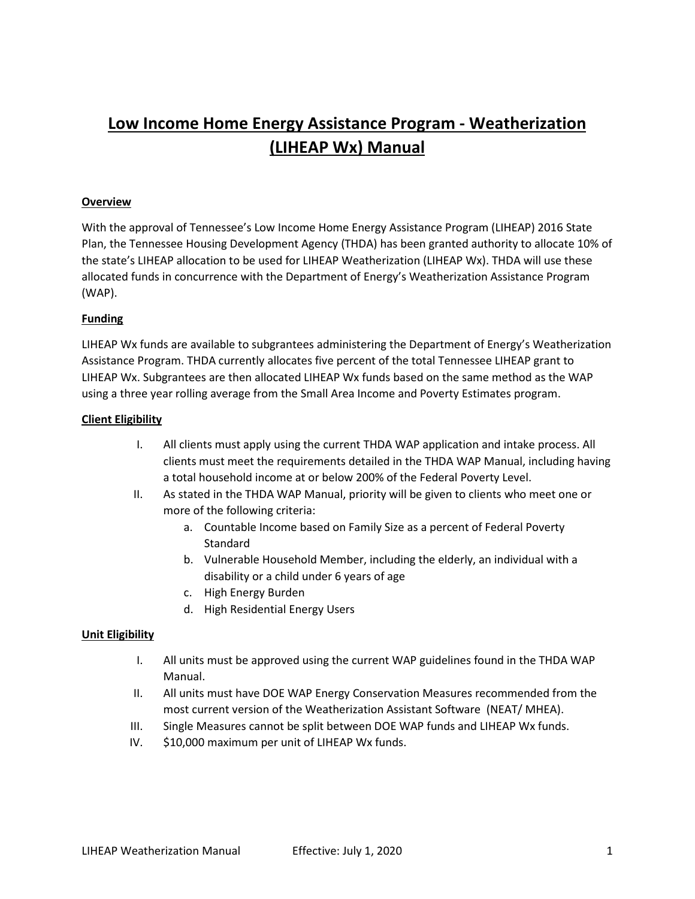# Low Income Home Energy Assistance Program - Weatherization (LIHEAP Wx) Manual

## Overview

With the approval of Tennessee's Low Income Home Energy Assistance Program (LIHEAP) 2016 State Plan, the Tennessee Housing Development Agency (THDA) has been granted authority to allocate 10% of the state's LIHEAP allocation to be used for LIHEAP Weatherization (LIHEAP Wx). THDA will use these allocated funds in concurrence with the Department of Energy's Weatherization Assistance Program (WAP).

## Funding

LIHEAP Wx funds are available to subgrantees administering the Department of Energy's Weatherization Assistance Program. THDA currently allocates five percent of the total Tennessee LIHEAP grant to LIHEAP Wx. Subgrantees are then allocated LIHEAP Wx funds based on the same method as the WAP using a three year rolling average from the Small Area Income and Poverty Estimates program.

## Client Eligibility

I. All clients must apply using the current THDA WAP application and intake process. All clients must meet the requirements detailed in the THDA WAP Manual, including having a total household income at or below 200% of the Federal Poverty Level.

II. As stated in the THDA WAP Manual, priority will be given to clients who meet one or more of the following criteria:
   a. Countable Income based on Family Size as a percent of Federal Poverty Standard
   b. Vulnerable Household Member, including the elderly, an individual with a disability or a child under 6 years of age
   c. High Energy Burden
   d. High Residential Energy Users

## Unit Eligibility

I. All units must be approved using the current WAP guidelines found in the THDA WAP Manual.

II. All units must have DOE WAP Energy Conservation Measures recommended from the most current version of the Weatherization Assistant Software (NEAT/ MHEA).

III. Single Measures cannot be split between DOE WAP funds and LIHEAP Wx funds.

IV. $10,000 maximum per unit of LIHEAP Wx funds.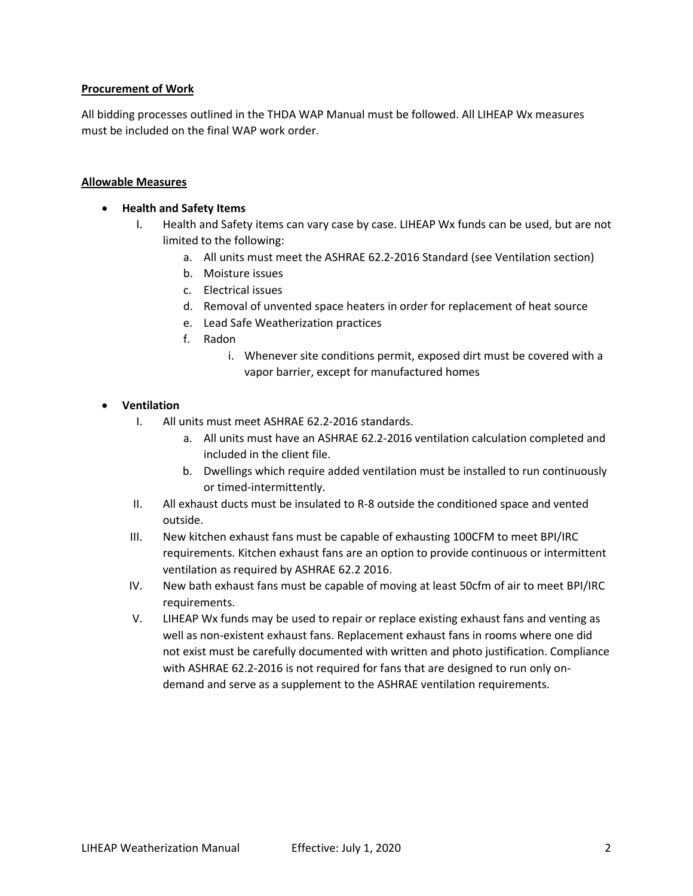**Procurement of Work**

All bidding processes outlined in the THDA WAP Manual must be followed. All LIHEAP Wx measures must be included on the final WAP work order.

**Allowable Measures**

- **Health and Safety Items**
  - I. Health and Safety items can vary case by case. LIHEAP Wx funds can be used, but are not limited to the following:
    - a. All units must meet the ASHRAE 62.2-2016 Standard (see Ventilation section)
    - b. Moisture issues
    - c. Electrical issues
    - d. Removal of unvented space heaters in order for replacement of heat source
    - e. Lead Safe Weatherization practices
    - f. Radon
      - i. Whenever site conditions permit, exposed dirt must be covered with a vapor barrier, except for manufactured homes

- **Ventilation**
  - I. All units must meet ASHRAE 62.2-2016 standards.
    - a. All units must have an ASHRAE 62.2-2016 ventilation calculation completed and included in the client file.
    - b. Dwellings which require added ventilation must be installed to run continuously or timed-intermittently.
  - II. All exhaust ducts must be insulated to R-8 outside the conditioned space and vented outside.
  - III. New kitchen exhaust fans must be capable of exhausting 100CFM to meet BPI/IRC requirements. Kitchen exhaust fans are an option to provide continuous or intermittent ventilation as required by ASHRAE 62.2 2016.
  - IV. New bath exhaust fans must be capable of moving at least 50cfm of air to meet BPI/IRC requirements.
  - V. LIHEAP Wx funds may be used to repair or replace existing exhaust fans and venting as well as non-existent exhaust fans. Replacement exhaust fans in rooms where one did not exist must be carefully documented with written and photo justification. Compliance with ASHRAE 62.2-2016 is not required for fans that are designed to run only on-demand and serve as a supplement to the ASHRAE ventilation requirements.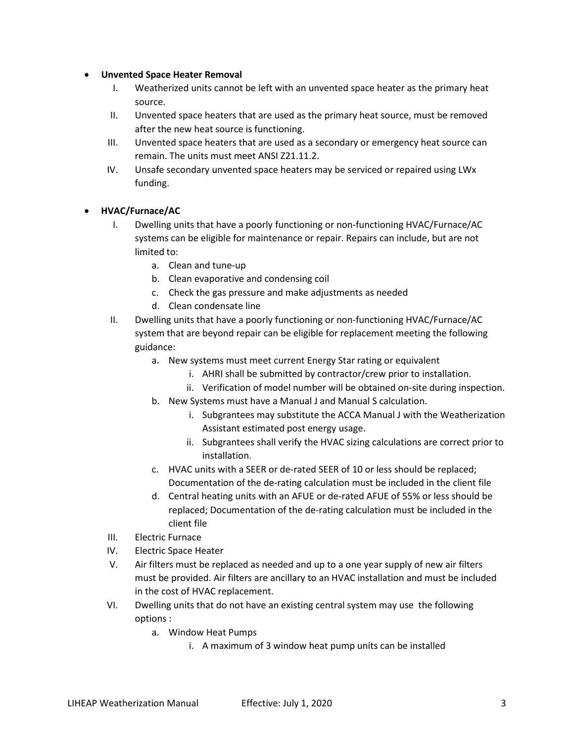- **Unvented Space Heater Removal**
    I. Weatherized units cannot be left with an unvented space heater as the primary heat source.
    II. Unvented space heaters that are used as the primary heat source, must be removed after the new heat source is functioning.
    III. Unvented space heaters that are used as a secondary or emergency heat source can remain. The units must meet ANSI Z21.11.2.
    IV. Unsafe secondary unvented space heaters may be serviced or repaired using LWx funding.

- **HVAC/Furnace/AC**
    I. Dwelling units that have a poorly functioning or non-functioning HVAC/Furnace/AC systems can be eligible for maintenance or repair. Repairs can include, but are not limited to:
        a. Clean and tune-up
        b. Clean evaporative and condensing coil
        c. Check the gas pressure and make adjustments as needed
        d. Clean condensate line
    II. Dwelling units that have a poorly functioning or non-functioning HVAC/Furnace/AC system that are beyond repair can be eligible for replacement meeting the following guidance:
        a. New systems must meet current Energy Star rating or equivalent
            i. AHRI shall be submitted by contractor/crew prior to installation.
            ii. Verification of model number will be obtained on-site during inspection.
        b. New Systems must have a Manual J and Manual S calculation.
            i. Subgrantees may substitute the ACCA Manual J with the Weatherization Assistant estimated post energy usage.
            ii. Subgrantees shall verify the HVAC sizing calculations are correct prior to installation.
        c. HVAC units with a SEER or de-rated SEER of 10 or less should be replaced; Documentation of the de-rating calculation must be included in the client file
        d. Central heating units with an AFUE or de-rated AFUE of 55% or less should be replaced; Documentation of the de-rating calculation must be included in the client file
    III. Electric Furnace
    IV. Electric Space Heater
    V. Air filters must be replaced as needed and up to a one year supply of new air filters must be provided. Air filters are ancillary to an HVAC installation and must be included in the cost of HVAC replacement.
    VI. Dwelling units that do not have an existing central system may use the following options :
        a. Window Heat Pumps
            i. A maximum of 3 window heat pump units can be installed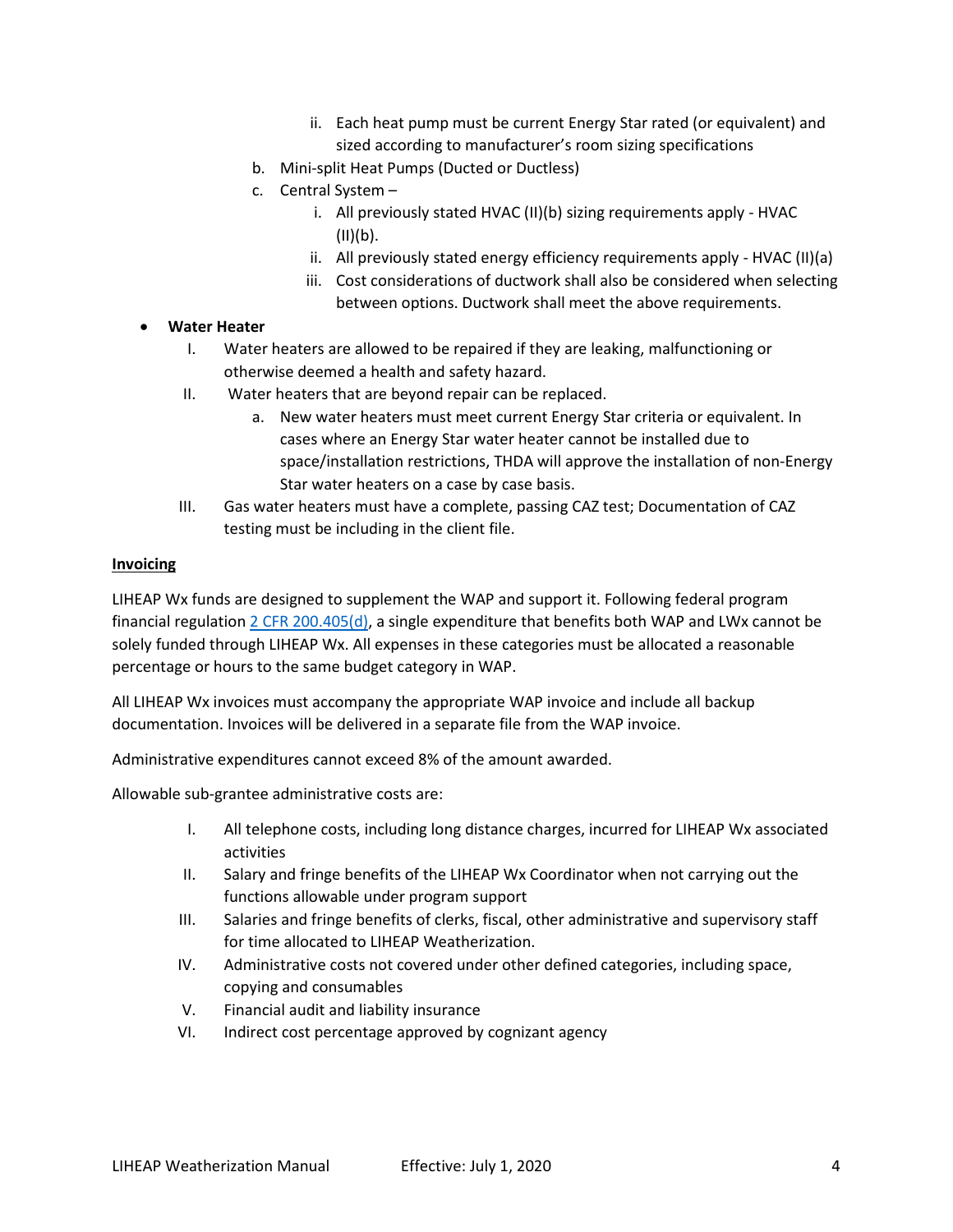- ii. Each heat pump must be current Energy Star rated (or equivalent) and sized according to manufacturer's room sizing specifications
 - b. Mini-split Heat Pumps (Ducted or Ductless)
 - c. Central System –
   - i. All previously stated HVAC (II)(b) sizing requirements apply - HVAC (II)(b).
   - ii. All previously stated energy efficiency requirements apply - HVAC (II)(a)
   - iii. Cost considerations of ductwork shall also be considered when selecting between options. Ductwork shall meet the above requirements.

- **Water Heater**
  - I. Water heaters are allowed to be repaired if they are leaking, malfunctioning or otherwise deemed a health and safety hazard.
  - II. Water heaters that are beyond repair can be replaced.
    - a. New water heaters must meet current Energy Star criteria or equivalent. In cases where an Energy Star water heater cannot be installed due to space/installation restrictions, THDA will approve the installation of non-Energy Star water heaters on a case by case basis.
  - III. Gas water heaters must have a complete, passing CAZ test; Documentation of CAZ testing must be including in the client file.

**Invoicing**

LIHEAP Wx funds are designed to supplement the WAP and support it. Following federal program financial regulation 2 CFR 200.405(d), a single expenditure that benefits both WAP and LWx cannot be solely funded through LIHEAP Wx. All expenses in these categories must be allocated a reasonable percentage or hours to the same budget category in WAP.

All LIHEAP Wx invoices must accompany the appropriate WAP invoice and include all backup documentation. Invoices will be delivered in a separate file from the WAP invoice.

Administrative expenditures cannot exceed 8% of the amount awarded.

Allowable sub-grantee administrative costs are:

- I. All telephone costs, including long distance charges, incurred for LIHEAP Wx associated activities
- II. Salary and fringe benefits of the LIHEAP Wx Coordinator when not carrying out the functions allowable under program support
- III. Salaries and fringe benefits of clerks, fiscal, other administrative and supervisory staff for time allocated to LIHEAP Weatherization.
- IV. Administrative costs not covered under other defined categories, including space, copying and consumables
- V. Financial audit and liability insurance
- VI. Indirect cost percentage approved by cognizant agency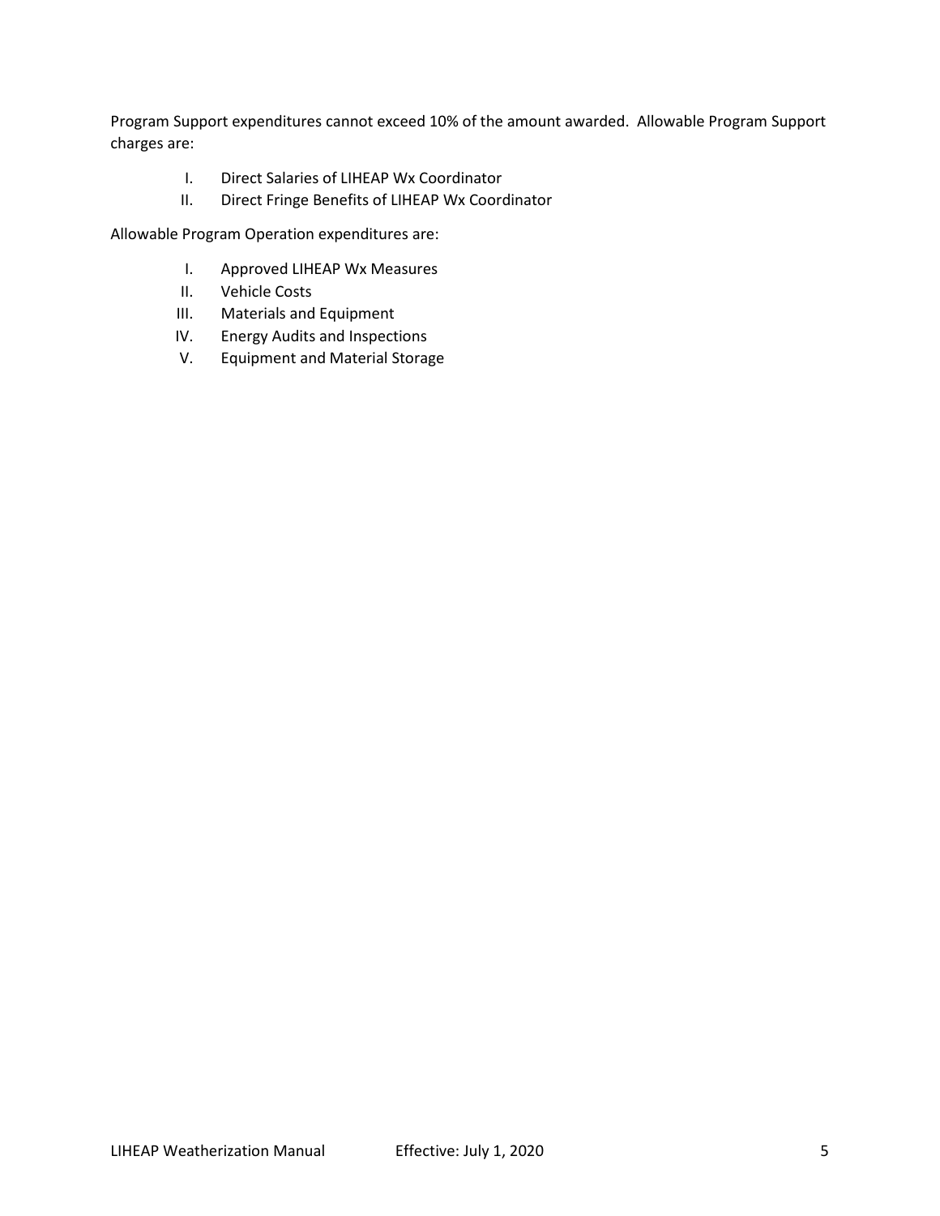Program Support expenditures cannot exceed 10% of the amount awarded. Allowable Program Support charges are:

I. Direct Salaries of LIHEAP Wx Coordinator
II. Direct Fringe Benefits of LIHEAP Wx Coordinator

Allowable Program Operation expenditures are:

I. Approved LIHEAP Wx Measures
II. Vehicle Costs
III. Materials and Equipment
IV. Energy Audits and Inspections
V. Equipment and Material Storage